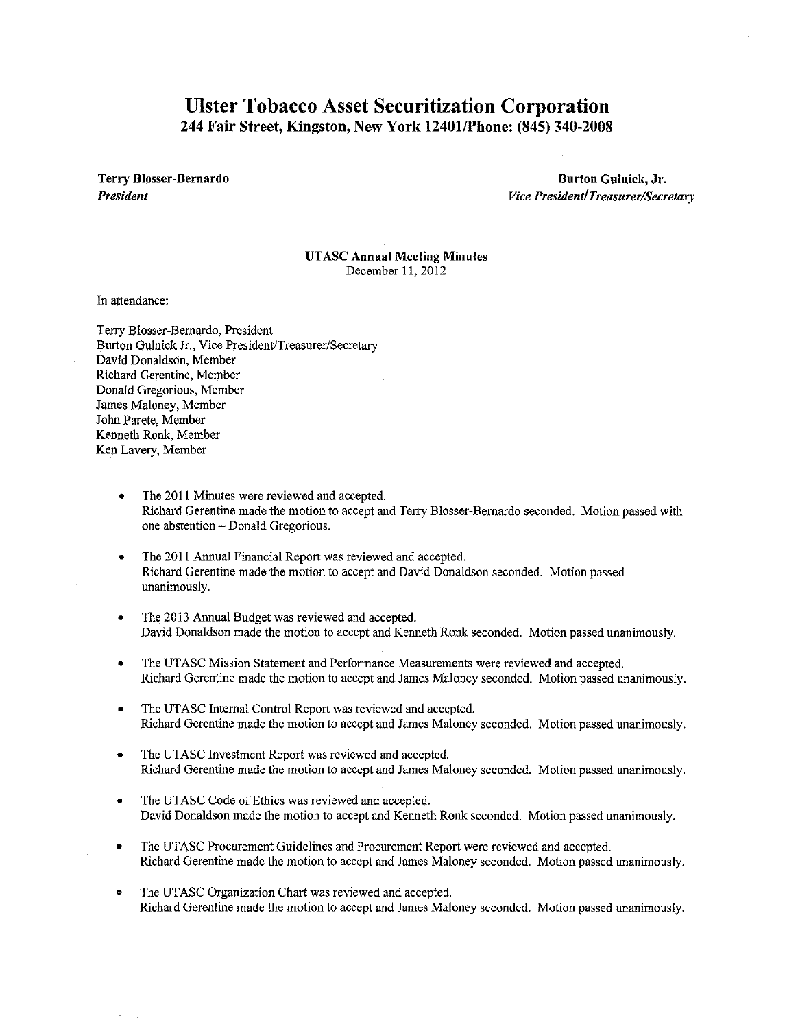# Ulster Tobacco Asset Securitization Corporation

## 244 Fair Street, Kingston, New York 12401/Phone: (845) 340-2008

**Terry Blosser-Bernardo**
***President***

**Burton Gulnick, Jr.**
***Vice President/Treasurer/Secretary***

**UTASC Annual Meeting Minutes**
December 11, 2012

In attendance:

Terry Blosser-Bernardo, President
Burton Gulnick Jr., Vice President/Treasurer/Secretary
David Donaldson, Member
Richard Gerentine, Member
Donald Gregorious, Member
James Maloney, Member
John Parete, Member
Kenneth Ronk, Member
Ken Lavery, Member

- The 2011 Minutes were reviewed and accepted.
  Richard Gerentine made the motion to accept and Terry Blosser-Bernardo seconded. Motion passed with one abstention – Donald Gregorious.

- The 2011 Annual Financial Report was reviewed and accepted.
  Richard Gerentine made the motion to accept and David Donaldson seconded. Motion passed unanimously.

- The 2013 Annual Budget was reviewed and accepted.
  David Donaldson made the motion to accept and Kenneth Ronk seconded. Motion passed unanimously.

- The UTASC Mission Statement and Performance Measurements were reviewed and accepted.
  Richard Gerentine made the motion to accept and James Maloney seconded. Motion passed unanimously.

- The UTASC Internal Control Report was reviewed and accepted.
  Richard Gerentine made the motion to accept and James Maloney seconded. Motion passed unanimously.

- The UTASC Investment Report was reviewed and accepted.
  Richard Gerentine made the motion to accept and James Maloney seconded. Motion passed unanimously.

- The UTASC Code of Ethics was reviewed and accepted.
  David Donaldson made the motion to accept and Kenneth Ronk seconded. Motion passed unanimously.

- The UTASC Procurement Guidelines and Procurement Report were reviewed and accepted.
  Richard Gerentine made the motion to accept and James Maloney seconded. Motion passed unanimously.

- The UTASC Organization Chart was reviewed and accepted.
  Richard Gerentine made the motion to accept and James Maloney seconded. Motion passed unanimously.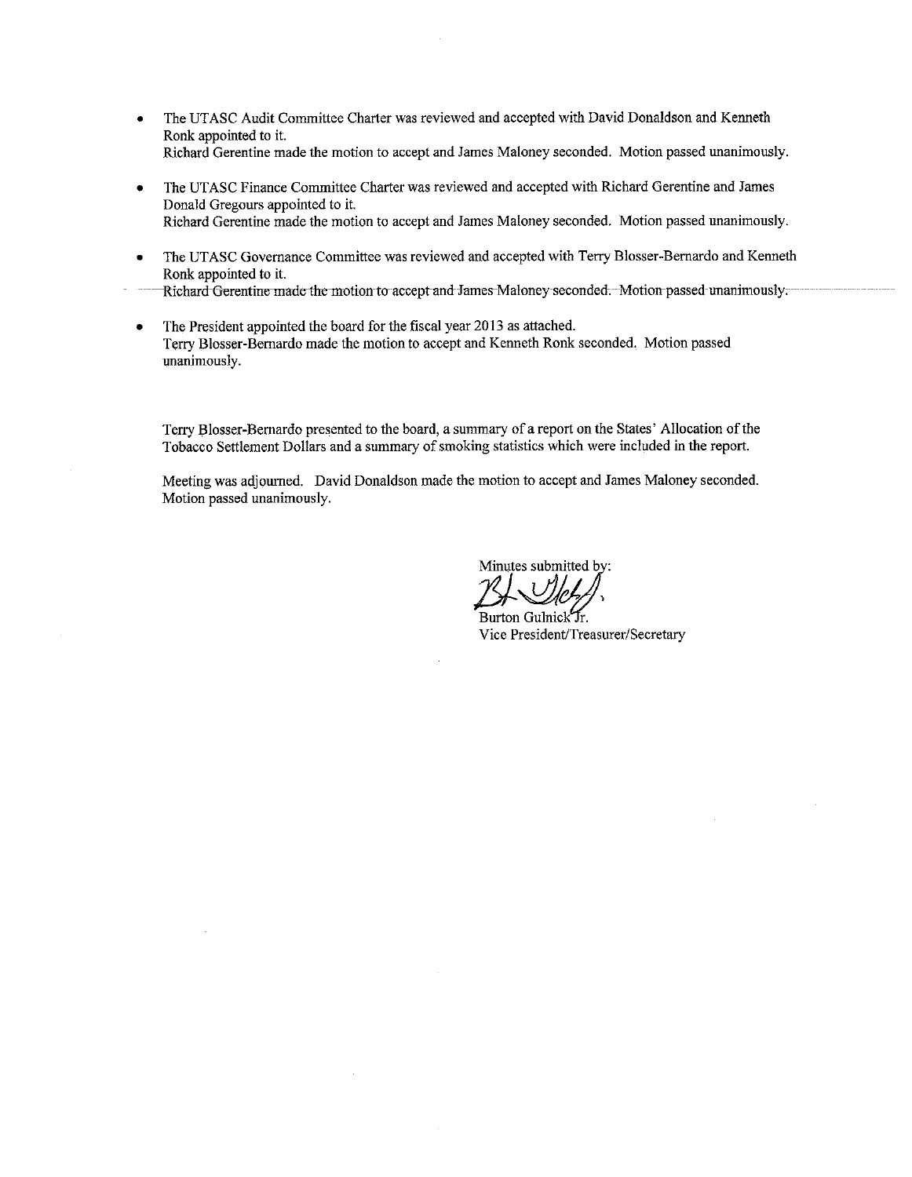- The UTASC Audit Committee Charter was reviewed and accepted with David Donaldson and Kenneth Ronk appointed to it.
  Richard Gerentine made the motion to accept and James Maloney seconded. Motion passed unanimously.

- The UTASC Finance Committee Charter was reviewed and accepted with Richard Gerentine and James Donald Gregours appointed to it.
  Richard Gerentine made the motion to accept and James Maloney seconded. Motion passed unanimously.

- The UTASC Governance Committee was reviewed and accepted with Terry Blosser-Bernardo and Kenneth Ronk appointed to it.
  Richard Gerentine made the motion to accept and James Maloney seconded. Motion passed unanimously.

- The President appointed the board for the fiscal year 2013 as attached.
  Terry Blosser-Bernardo made the motion to accept and Kenneth Ronk seconded. Motion passed unanimously.

Terry Blosser-Bernardo presented to the board, a summary of a report on the States' Allocation of the Tobacco Settlement Dollars and a summary of smoking statistics which were included in the report.

Meeting was adjourned. David Donaldson made the motion to accept and James Maloney seconded. Motion passed unanimously.

Minutes submitted by:

Burton Gulnick Jr.
Vice President/Treasurer/Secretary